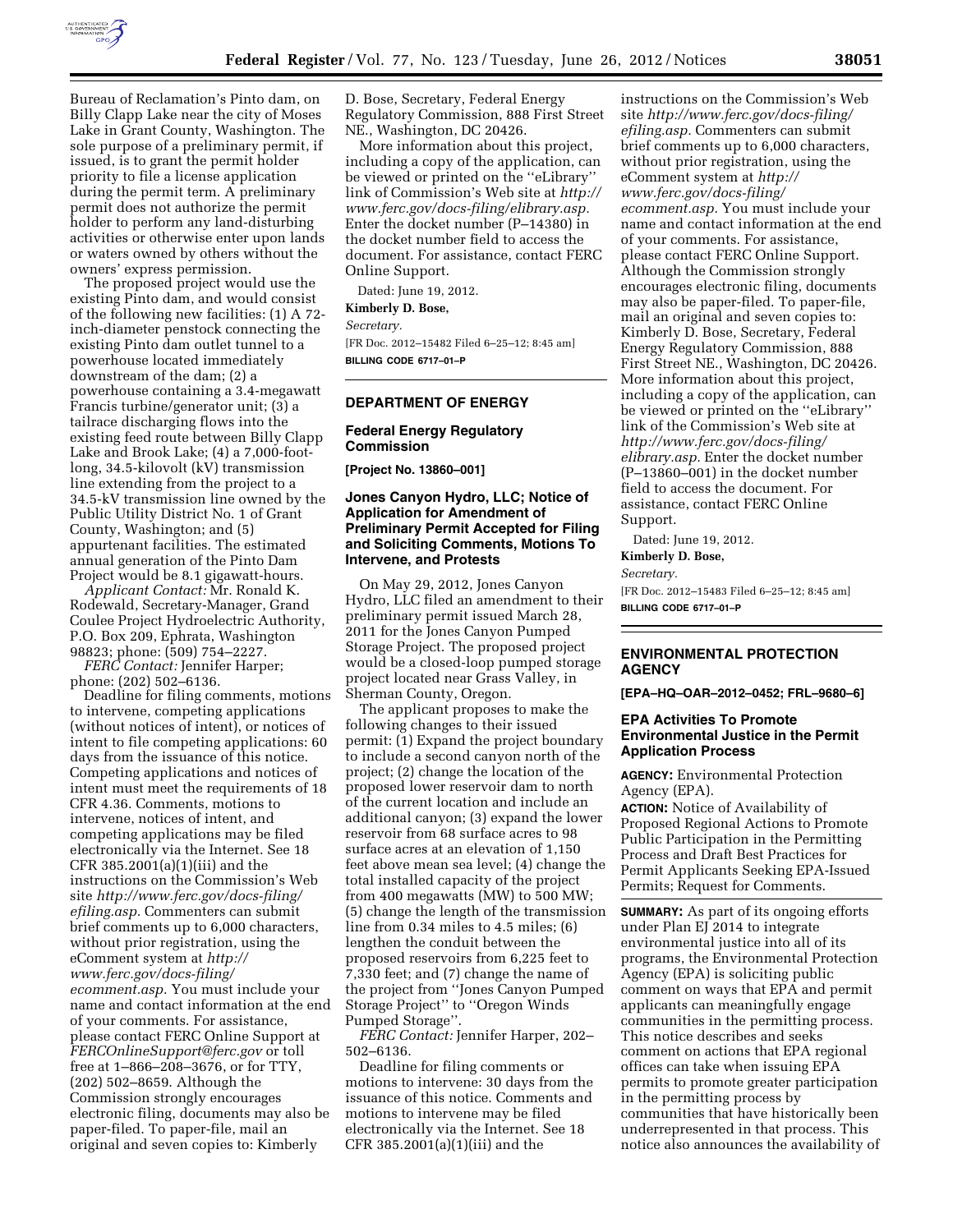Bureau of Reclamation's Pinto dam, on Billy Clapp Lake near the city of Moses Lake in Grant County, Washington. The sole purpose of a preliminary permit, if issued, is to grant the permit holder priority to file a license application during the permit term. A preliminary permit does not authorize the permit holder to perform any land-disturbing activities or otherwise enter upon lands or waters owned by others without the owners' express permission.

The proposed project would use the existing Pinto dam, and would consist of the following new facilities: (1) A 72-inch-diameter penstock connecting the existing Pinto dam outlet tunnel to a powerhouse located immediately downstream of the dam; (2) a powerhouse containing a 3.4-megawatt Francis turbine/generator unit; (3) a tailrace discharging flows into the existing feed route between Billy Clapp Lake and Brook Lake; (4) a 7,000-foot-long, 34.5-kilovolt (kV) transmission line extending from the project to a 34.5-kV transmission line owned by the Public Utility District No. 1 of Grant County, Washington; and (5) appurtenant facilities. The estimated annual generation of the Pinto Dam Project would be 8.1 gigawatt-hours.

*Applicant Contact:* Mr. Ronald K. Rodewald, Secretary-Manager, Grand Coulee Project Hydroelectric Authority, P.O. Box 209, Ephrata, Washington 98823; phone: (509) 754–2227.

*FERC Contact:* Jennifer Harper; phone: (202) 502–6136.

Deadline for filing comments, motions to intervene, competing applications (without notices of intent), or notices of intent to file competing applications: 60 days from the issuance of this notice. Competing applications and notices of intent must meet the requirements of 18 CFR 4.36. Comments, motions to intervene, notices of intent, and competing applications may be filed electronically via the Internet. See 18 CFR 385.2001(a)(1)(iii) and the instructions on the Commission's Web site *http://www.ferc.gov/docs-filing/efiling.asp.* Commenters can submit brief comments up to 6,000 characters, without prior registration, using the eComment system at *http://www.ferc.gov/docs-filing/ecomment.asp.* You must include your name and contact information at the end of your comments. For assistance, please contact FERC Online Support at *FERCOnlineSupport@ferc.gov* or toll free at 1–866–208–3676, or for TTY, (202) 502–8659. Although the Commission strongly encourages electronic filing, documents may also be paper-filed. To paper-file, mail an original and seven copies to: Kimberly D. Bose, Secretary, Federal Energy Regulatory Commission, 888 First Street NE., Washington, DC 20426.

More information about this project, including a copy of the application, can be viewed or printed on the ''eLibrary'' link of Commission's Web site at *http://www.ferc.gov/docs-filing/elibrary.asp.* Enter the docket number (P–14380) in the docket number field to access the document. For assistance, contact FERC Online Support.

Dated: June 19, 2012.

**Kimberly D. Bose,**

*Secretary.*

[FR Doc. 2012–15482 Filed 6–25–12; 8:45 am]

**BILLING CODE 6717–01–P**

## DEPARTMENT OF ENERGY

### Federal Energy Regulatory Commission

**[Project No. 13860–001]**

### Jones Canyon Hydro, LLC; Notice of Application for Amendment of Preliminary Permit Accepted for Filing and Soliciting Comments, Motions To Intervene, and Protests

On May 29, 2012, Jones Canyon Hydro, LLC filed an amendment to their preliminary permit issued March 28, 2011 for the Jones Canyon Pumped Storage Project. The proposed project would be a closed-loop pumped storage project located near Grass Valley, in Sherman County, Oregon.

The applicant proposes to make the following changes to their issued permit: (1) Expand the project boundary to include a second canyon north of the project; (2) change the location of the proposed lower reservoir dam to north of the current location and include an additional canyon; (3) expand the lower reservoir from 68 surface acres to 98 surface acres at an elevation of 1,150 feet above mean sea level; (4) change the total installed capacity of the project from 400 megawatts (MW) to 500 MW; (5) change the length of the transmission line from 0.34 miles to 4.5 miles; (6) lengthen the conduit between the proposed reservoirs from 6,225 feet to 7,330 feet; and (7) change the name of the project from ''Jones Canyon Pumped Storage Project'' to ''Oregon Winds Pumped Storage''.

*FERC Contact:* Jennifer Harper, 202–502–6136.

Deadline for filing comments or motions to intervene: 30 days from the issuance of this notice. Comments and motions to intervene may be filed electronically via the Internet. See 18 CFR 385.2001(a)(1)(iii) and the instructions on the Commission's Web site *http://www.ferc.gov/docs-filing/efiling.asp.* Commenters can submit brief comments up to 6,000 characters, without prior registration, using the eComment system at *http://www.ferc.gov/docs-filing/ecomment.asp.* You must include your name and contact information at the end of your comments. For assistance, please contact FERC Online Support. Although the Commission strongly encourages electronic filing, documents may also be paper-filed. To paper-file, mail an original and seven copies to: Kimberly D. Bose, Secretary, Federal Energy Regulatory Commission, 888 First Street NE., Washington, DC 20426. More information about this project, including a copy of the application, can be viewed or printed on the ''eLibrary'' link of the Commission's Web site at *http://www.ferc.gov/docs-filing/elibrary.asp.* Enter the docket number (P–13860–001) in the docket number field to access the document. For assistance, contact FERC Online Support.

Dated: June 19, 2012.

**Kimberly D. Bose,**

*Secretary.*

[FR Doc. 2012–15483 Filed 6–25–12; 8:45 am]

**BILLING CODE 6717–01–P**

## ENVIRONMENTAL PROTECTION AGENCY

**[EPA–HQ–OAR–2012–0452; FRL–9680–6]**

### EPA Activities To Promote Environmental Justice in the Permit Application Process

**AGENCY:** Environmental Protection Agency (EPA).

**ACTION:** Notice of Availability of Proposed Regional Actions to Promote Public Participation in the Permitting Process and Draft Best Practices for Permit Applicants Seeking EPA-Issued Permits; Request for Comments.

**SUMMARY:** As part of its ongoing efforts under Plan EJ 2014 to integrate environmental justice into all of its programs, the Environmental Protection Agency (EPA) is soliciting public comment on ways that EPA and permit applicants can meaningfully engage communities in the permitting process. This notice describes and seeks comment on actions that EPA regional offices can take when issuing EPA permits to promote greater participation in the permitting process by communities that have historically been underrepresented in that process. This notice also announces the availability of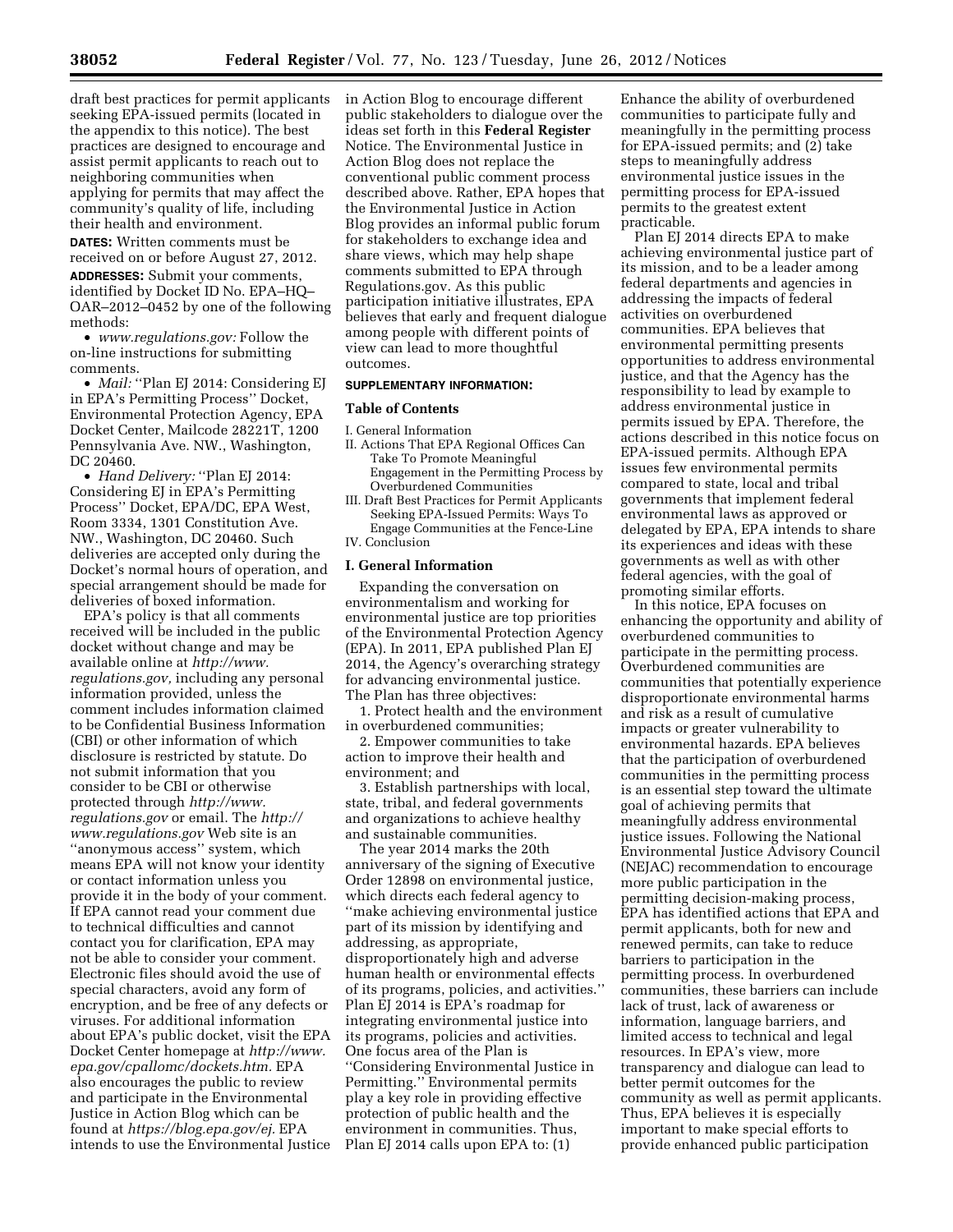draft best practices for permit applicants seeking EPA-issued permits (located in the appendix to this notice). The best practices are designed to encourage and assist permit applicants to reach out to neighboring communities when applying for permits that may affect the community's quality of life, including their health and environment.

**DATES:** Written comments must be received on or before August 27, 2012.

**ADDRESSES:** Submit your comments, identified by Docket ID No. EPA–HQ–OAR–2012–0452 by one of the following methods:

- *www.regulations.gov:* Follow the on-line instructions for submitting comments.
- *Mail:* "Plan EJ 2014: Considering EJ in EPA's Permitting Process" Docket, Environmental Protection Agency, EPA Docket Center, Mailcode 28221T, 1200 Pennsylvania Ave. NW., Washington, DC 20460.
- *Hand Delivery:* "Plan EJ 2014: Considering EJ in EPA's Permitting Process" Docket, EPA/DC, EPA West, Room 3334, 1301 Constitution Ave. NW., Washington, DC 20460. Such deliveries are accepted only during the Docket's normal hours of operation, and special arrangement should be made for deliveries of boxed information.

EPA's policy is that all comments received will be included in the public docket without change and may be available online at *http://www.regulations.gov,* including any personal information provided, unless the comment includes information claimed to be Confidential Business Information (CBI) or other information of which disclosure is restricted by statute. Do not submit information that you consider to be CBI or otherwise protected through *http://www.regulations.gov* or email. The *http://www.regulations.gov* Web site is an "anonymous access" system, which means EPA will not know your identity or contact information unless you provide it in the body of your comment. If EPA cannot read your comment due to technical difficulties and cannot contact you for clarification, EPA may not be able to consider your comment. Electronic files should avoid the use of special characters, avoid any form of encryption, and be free of any defects or viruses. For additional information about EPA's public docket, visit the EPA Docket Center homepage at *http://www.epa.gov/cpallomc/dockets.htm.* EPA also encourages the public to review and participate in the Environmental Justice in Action Blog which can be found at *https://blog.epa.gov/ej.* EPA intends to use the Environmental Justice in Action Blog to encourage different public stakeholders to dialogue over the ideas set forth in this **Federal Register** Notice. The Environmental Justice in Action Blog does not replace the conventional public comment process described above. Rather, EPA hopes that the Environmental Justice in Action Blog provides an informal public forum for stakeholders to exchange idea and share views, which may help shape comments submitted to EPA through Regulations.gov. As this public participation initiative illustrates, EPA believes that early and frequent dialogue among people with different points of view can lead to more thoughtful outcomes.

**SUPPLEMENTARY INFORMATION:**

### Table of Contents

I. General Information
II. Actions That EPA Regional Offices Can Take To Promote Meaningful Engagement in the Permitting Process by Overburdened Communities
III. Draft Best Practices for Permit Applicants Seeking EPA-Issued Permits: Ways To Engage Communities at the Fence-Line
IV. Conclusion

## I. General Information

Expanding the conversation on environmentalism and working for environmental justice are top priorities of the Environmental Protection Agency (EPA). In 2011, EPA published Plan EJ 2014, the Agency's overarching strategy for advancing environmental justice. The Plan has three objectives:

1. Protect health and the environment in overburdened communities;
2. Empower communities to take action to improve their health and environment; and
3. Establish partnerships with local, state, tribal, and federal governments and organizations to achieve healthy and sustainable communities.

The year 2014 marks the 20th anniversary of the signing of Executive Order 12898 on environmental justice, which directs each federal agency to "make achieving environmental justice part of its mission by identifying and addressing, as appropriate, disproportionately high and adverse human health or environmental effects of its programs, policies, and activities." Plan EJ 2014 is EPA's roadmap for integrating environmental justice into its programs, policies and activities. One focus area of the Plan is "Considering Environmental Justice in Permitting." Environmental permits play a key role in providing effective protection of public health and the environment in communities. Thus, Plan EJ 2014 calls upon EPA to: (1) Enhance the ability of overburdened communities to participate fully and meaningfully in the permitting process for EPA-issued permits; and (2) take steps to meaningfully address environmental justice issues in the permitting process for EPA-issued permits to the greatest extent practicable.

Plan EJ 2014 directs EPA to make achieving environmental justice part of its mission, and to be a leader among federal departments and agencies in addressing the impacts of federal activities on overburdened communities. EPA believes that environmental permitting presents opportunities to address environmental justice, and that the Agency has the responsibility to lead by example to address environmental justice in permits issued by EPA. Therefore, the actions described in this notice focus on EPA-issued permits. Although EPA issues few environmental permits compared to state, local and tribal governments that implement federal environmental laws as approved or delegated by EPA, EPA intends to share its experiences and ideas with these governments as well as with other federal agencies, with the goal of promoting similar efforts.

In this notice, EPA focuses on enhancing the opportunity and ability of overburdened communities to participate in the permitting process. Overburdened communities are communities that potentially experience disproportionate environmental harms and risk as a result of cumulative impacts or greater vulnerability to environmental hazards. EPA believes that the participation of overburdened communities in the permitting process is an essential step toward the ultimate goal of achieving permits that meaningfully address environmental justice issues. Following the National Environmental Justice Advisory Council (NEJAC) recommendation to encourage more public participation in the permitting decision-making process, EPA has identified actions that EPA and permit applicants, both for new and renewed permits, can take to reduce barriers to participation in the permitting process. In overburdened communities, these barriers can include lack of trust, lack of awareness or information, language barriers, and limited access to technical and legal resources. In EPA's view, more transparency and dialogue can lead to better permit outcomes for the community as well as permit applicants. Thus, EPA believes it is especially important to make special efforts to provide enhanced public participation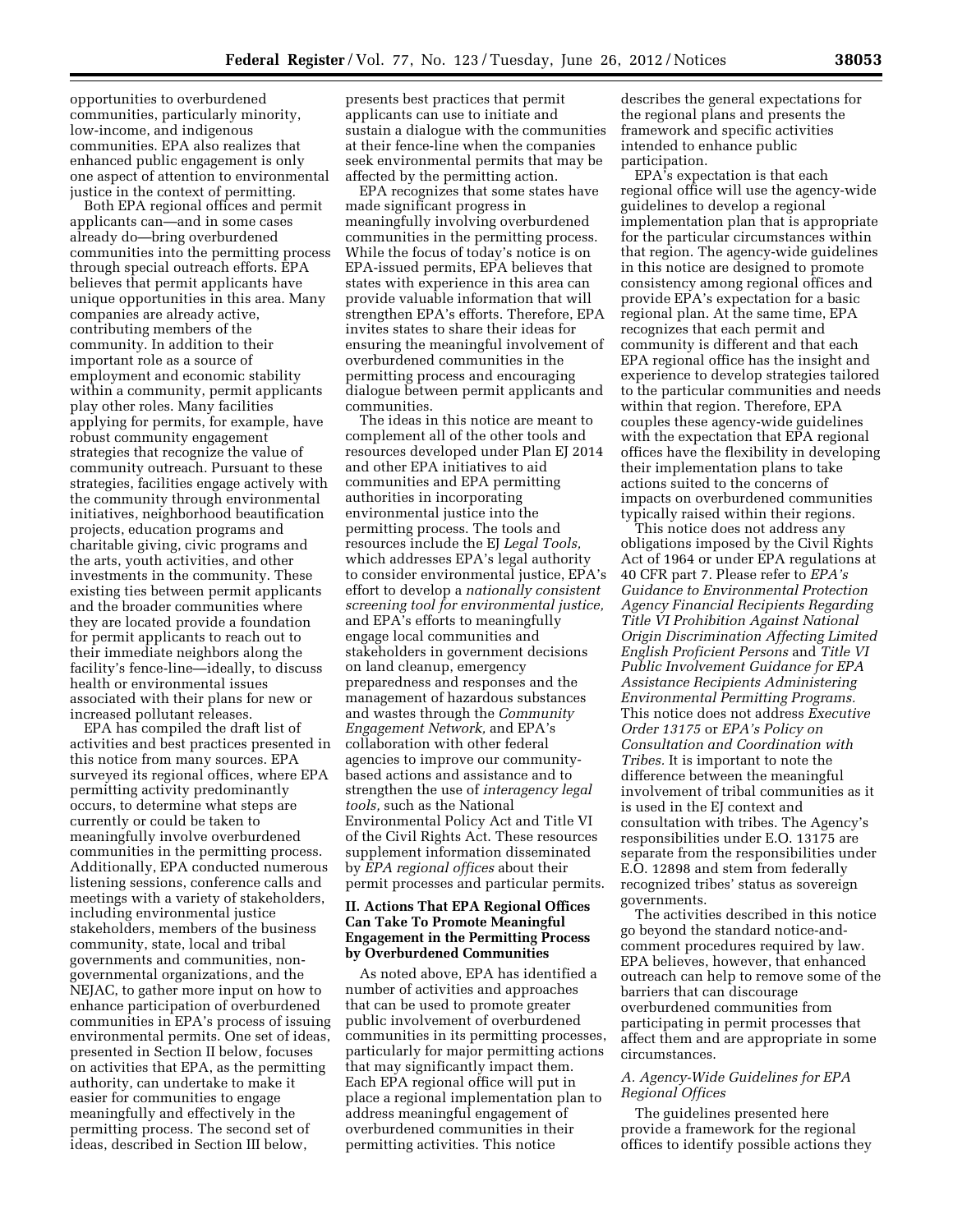opportunities to overburdened communities, particularly minority, low-income, and indigenous communities. EPA also realizes that enhanced public engagement is only one aspect of attention to environmental justice in the context of permitting.

Both EPA regional offices and permit applicants can—and in some cases already do—bring overburdened communities into the permitting process through special outreach efforts. EPA believes that permit applicants have unique opportunities in this area. Many companies are already active, contributing members of the community. In addition to their important role as a source of employment and economic stability within a community, permit applicants play other roles. Many facilities applying for permits, for example, have robust community engagement strategies that recognize the value of community outreach. Pursuant to these strategies, facilities engage actively with the community through environmental initiatives, neighborhood beautification projects, education programs and charitable giving, civic programs and the arts, youth activities, and other investments in the community. These existing ties between permit applicants and the broader communities where they are located provide a foundation for permit applicants to reach out to their immediate neighbors along the facility's fence-line—ideally, to discuss health or environmental issues associated with their plans for new or increased pollutant releases.

EPA has compiled the draft list of activities and best practices presented in this notice from many sources. EPA surveyed its regional offices, where EPA permitting activity predominantly occurs, to determine what steps are currently or could be taken to meaningfully involve overburdened communities in the permitting process. Additionally, EPA conducted numerous listening sessions, conference calls and meetings with a variety of stakeholders, including environmental justice stakeholders, members of the business community, state, local and tribal governments and communities, non-governmental organizations, and the NEJAC, to gather more input on how to enhance participation of overburdened communities in EPA's process of issuing environmental permits. One set of ideas, presented in Section II below, focuses on activities that EPA, as the permitting authority, can undertake to make it easier for communities to engage meaningfully and effectively in the permitting process. The second set of ideas, described in Section III below, presents best practices that permit applicants can use to initiate and sustain a dialogue with the communities at their fence-line when the companies seek environmental permits that may be affected by the permitting action.

EPA recognizes that some states have made significant progress in meaningfully involving overburdened communities in the permitting process. While the focus of today's notice is on EPA-issued permits, EPA believes that states with experience in this area can provide valuable information that will strengthen EPA's efforts. Therefore, EPA invites states to share their ideas for ensuring the meaningful involvement of overburdened communities in the permitting process and encouraging dialogue between permit applicants and communities.

The ideas in this notice are meant to complement all of the other tools and resources developed under Plan EJ 2014 and other EPA initiatives to aid communities and EPA permitting authorities in incorporating environmental justice into the permitting process. The tools and resources include the EJ *Legal Tools,* which addresses EPA's legal authority to consider environmental justice, EPA's effort to develop a *nationally consistent screening tool for environmental justice,* and EPA's efforts to meaningfully engage local communities and stakeholders in government decisions on land cleanup, emergency preparedness and responses and the management of hazardous substances and wastes through the *Community Engagement Network,* and EPA's collaboration with other federal agencies to improve our community-based actions and assistance and to strengthen the use of *interagency legal tools,* such as the National Environmental Policy Act and Title VI of the Civil Rights Act. These resources supplement information disseminated by *EPA regional offices* about their permit processes and particular permits.

## II. Actions That EPA Regional Offices Can Take To Promote Meaningful Engagement in the Permitting Process by Overburdened Communities

As noted above, EPA has identified a number of activities and approaches that can be used to promote greater public involvement of overburdened communities in its permitting processes, particularly for major permitting actions that may significantly impact them. Each EPA regional office will put in place a regional implementation plan to address meaningful engagement of overburdened communities in their permitting activities. This notice describes the general expectations for the regional plans and presents the framework and specific activities intended to enhance public participation.

EPA's expectation is that each regional office will use the agency-wide guidelines to develop a regional implementation plan that is appropriate for the particular circumstances within that region. The agency-wide guidelines in this notice are designed to promote consistency among regional offices and provide EPA's expectation for a basic regional plan. At the same time, EPA recognizes that each permit and community is different and that each EPA regional office has the insight and experience to develop strategies tailored to the particular communities and needs within that region. Therefore, EPA couples these agency-wide guidelines with the expectation that EPA regional offices have the flexibility in developing their implementation plans to take actions suited to the concerns of impacts on overburdened communities typically raised within their regions.

This notice does not address any obligations imposed by the Civil Rights Act of 1964 or under EPA regulations at 40 CFR part 7. Please refer to *EPA's Guidance to Environmental Protection Agency Financial Recipients Regarding Title VI Prohibition Against National Origin Discrimination Affecting Limited English Proficient Persons* and *Title VI Public Involvement Guidance for EPA Assistance Recipients Administering Environmental Permitting Programs.* This notice does not address *Executive Order 13175* or *EPA's Policy on Consultation and Coordination with Tribes.* It is important to note the difference between the meaningful involvement of tribal communities as it is used in the EJ context and consultation with tribes. The Agency's responsibilities under E.O. 13175 are separate from the responsibilities under E.O. 12898 and stem from federally recognized tribes' status as sovereign governments.

The activities described in this notice go beyond the standard notice-and-comment procedures required by law. EPA believes, however, that enhanced outreach can help to remove some of the barriers that can discourage overburdened communities from participating in permit processes that affect them and are appropriate in some circumstances.

### *A. Agency-Wide Guidelines for EPA Regional Offices*

The guidelines presented here provide a framework for the regional offices to identify possible actions they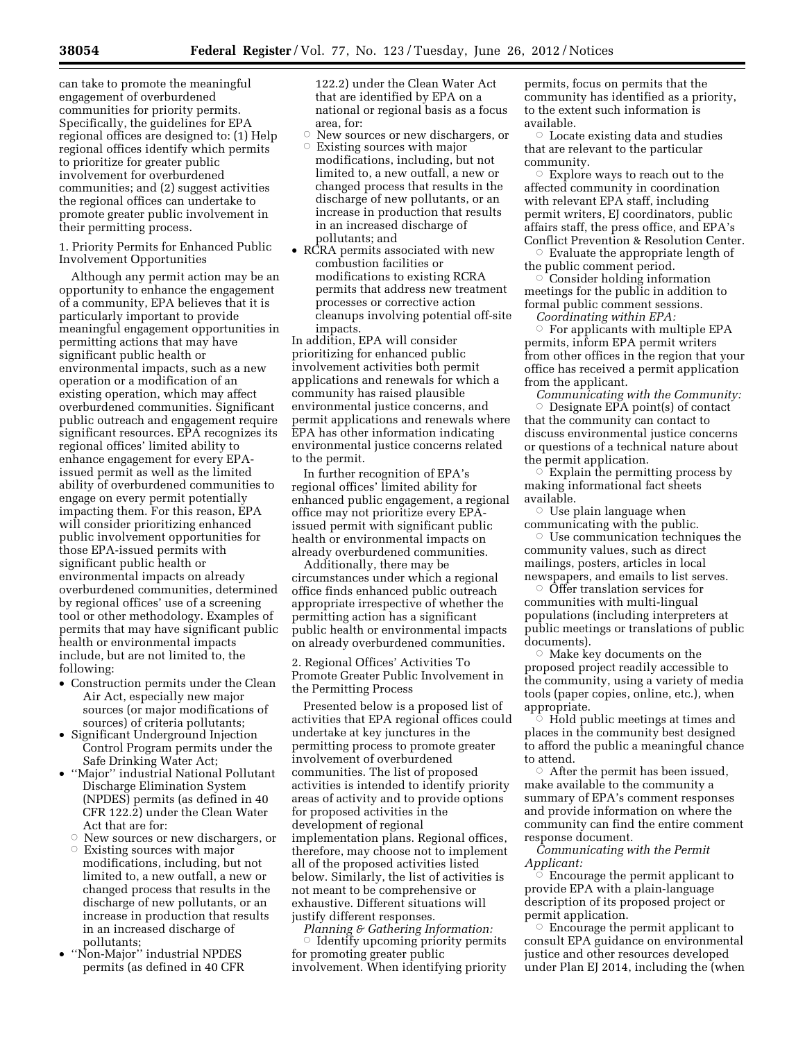can take to promote the meaningful engagement of overburdened communities for priority permits. Specifically, the guidelines for EPA regional offices are designed to: (1) Help regional offices identify which permits to prioritize for greater public involvement for overburdened communities; and (2) suggest activities the regional offices can undertake to promote greater public involvement in their permitting process.

1. Priority Permits for Enhanced Public Involvement Opportunities

Although any permit action may be an opportunity to enhance the engagement of a community, EPA believes that it is particularly important to provide meaningful engagement opportunities in permitting actions that may have significant public health or environmental impacts, such as a new operation or a modification of an existing operation, which may affect overburdened communities. Significant public outreach and engagement require significant resources. EPA recognizes its regional offices' limited ability to enhance engagement for every EPA-issued permit as well as the limited ability of overburdened communities to engage on every permit potentially impacting them. For this reason, EPA will consider prioritizing enhanced public involvement opportunities for those EPA-issued permits with significant public health or environmental impacts on already overburdened communities, determined by regional offices' use of a screening tool or other methodology. Examples of permits that may have significant public health or environmental impacts include, but are not limited to, the following:

- Construction permits under the Clean Air Act, especially new major sources (or major modifications of sources) of criteria pollutants;
- Significant Underground Injection Control Program permits under the Safe Drinking Water Act;
- "Major" industrial National Pollutant Discharge Elimination System (NPDES) permits (as defined in 40 CFR 122.2) under the Clean Water Act that are for:
  - New sources or new dischargers, or
  - Existing sources with major modifications, including, but not limited to, a new outfall, a new or changed process that results in the discharge of new pollutants, or an increase in production that results in an increased discharge of pollutants;
- "Non-Major" industrial NPDES permits (as defined in 40 CFR 122.2) under the Clean Water Act that are identified by EPA on a national or regional basis as a focus area, for:
  - New sources or new dischargers, or
  - Existing sources with major modifications, including, but not limited to, a new outfall, a new or changed process that results in the discharge of new pollutants, or an increase in production that results in an increased discharge of pollutants; and
- RCRA permits associated with new combustion facilities or modifications to existing RCRA permits that address new treatment processes or corrective action cleanups involving potential off-site impacts.

In addition, EPA will consider prioritizing for enhanced public involvement activities both permit applications and renewals for which a community has raised plausible environmental justice concerns, and permit applications and renewals where EPA has other information indicating environmental justice concerns related to the permit.

In further recognition of EPA's regional offices' limited ability for enhanced public engagement, a regional office may not prioritize every EPA-issued permit with significant public health or environmental impacts on already overburdened communities.

Additionally, there may be circumstances under which a regional office finds enhanced public outreach appropriate irrespective of whether the permitting action has a significant public health or environmental impacts on already overburdened communities.

2. Regional Offices' Activities To Promote Greater Public Involvement in the Permitting Process

Presented below is a proposed list of activities that EPA regional offices could undertake at key junctures in the permitting process to promote greater involvement of overburdened communities. The list of proposed activities is intended to identify priority areas of activity and to provide options for proposed activities in the development of regional implementation plans. Regional offices, therefore, may choose not to implement all of the proposed activities listed below. Similarly, the list of activities is not meant to be comprehensive or exhaustive. Different situations will justify different responses.

*Planning & Gathering Information:*

- Identify upcoming priority permits for promoting greater public involvement. When identifying priority permits, focus on permits that the community has identified as a priority, to the extent such information is available.
- Locate existing data and studies that are relevant to the particular community.
- Explore ways to reach out to the affected community in coordination with relevant EPA staff, including permit writers, EJ coordinators, public affairs staff, the press office, and EPA's Conflict Prevention & Resolution Center.
- Evaluate the appropriate length of the public comment period.
- Consider holding information meetings for the public in addition to formal public comment sessions.

*Coordinating within EPA:*

- For applicants with multiple EPA permits, inform EPA permit writers from other offices in the region that your office has received a permit application from the applicant.

*Communicating with the Community:*

- Designate EPA point(s) of contact that the community can contact to discuss environmental justice concerns or questions of a technical nature about the permit application.
- Explain the permitting process by making informational fact sheets available.
- Use plain language when communicating with the public.
- Use communication techniques the community values, such as direct mailings, posters, articles in local newspapers, and emails to list serves.
- Offer translation services for communities with multi-lingual populations (including interpreters at public meetings or translations of public documents).
- Make key documents on the proposed project readily accessible to the community, using a variety of media tools (paper copies, online, etc.), when appropriate.
- Hold public meetings at times and places in the community best designed to afford the public a meaningful chance to attend.
- After the permit has been issued, make available to the community a summary of EPA's comment responses and provide information on where the community can find the entire comment response document.

*Communicating with the Permit Applicant:*

- Encourage the permit applicant to provide EPA with a plain-language description of its proposed project or permit application.
- Encourage the permit applicant to consult EPA guidance on environmental justice and other resources developed under Plan EJ 2014, including the (when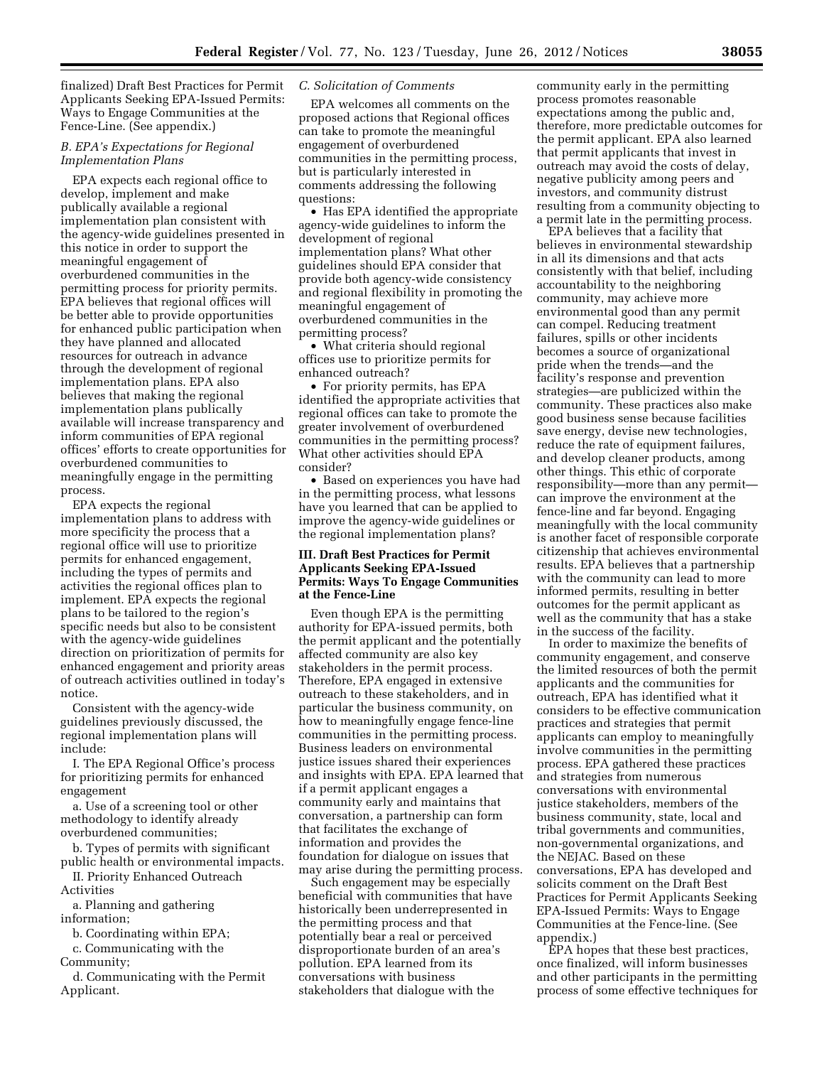finalized) Draft Best Practices for Permit Applicants Seeking EPA-Issued Permits: Ways to Engage Communities at the Fence-Line. (See appendix.)

### B. EPA's Expectations for Regional Implementation Plans

EPA expects each regional office to develop, implement and make publically available a regional implementation plan consistent with the agency-wide guidelines presented in this notice in order to support the meaningful engagement of overburdened communities in the permitting process for priority permits. EPA believes that regional offices will be better able to provide opportunities for enhanced public participation when they have planned and allocated resources for outreach in advance through the development of regional implementation plans. EPA also believes that making the regional implementation plans publically available will increase transparency and inform communities of EPA regional offices' efforts to create opportunities for overburdened communities to meaningfully engage in the permitting process.

EPA expects the regional implementation plans to address with more specificity the process that a regional office will use to prioritize permits for enhanced engagement, including the types of permits and activities the regional offices plan to implement. EPA expects the regional plans to be tailored to the region's specific needs but also to be consistent with the agency-wide guidelines direction on prioritization of permits for enhanced engagement and priority areas of outreach activities outlined in today's notice.

Consistent with the agency-wide guidelines previously discussed, the regional implementation plans will include:

I. The EPA Regional Office's process for prioritizing permits for enhanced engagement

a. Use of a screening tool or other methodology to identify already overburdened communities;

b. Types of permits with significant public health or environmental impacts.

II. Priority Enhanced Outreach Activities

a. Planning and gathering information;

b. Coordinating within EPA;

c. Communicating with the Community;

d. Communicating with the Permit Applicant.

### C. Solicitation of Comments

EPA welcomes all comments on the proposed actions that Regional offices can take to promote the meaningful engagement of overburdened communities in the permitting process, but is particularly interested in comments addressing the following questions:

- Has EPA identified the appropriate agency-wide guidelines to inform the development of regional implementation plans? What other guidelines should EPA consider that provide both agency-wide consistency and regional flexibility in promoting the meaningful engagement of overburdened communities in the permitting process?
- What criteria should regional offices use to prioritize permits for enhanced outreach?
- For priority permits, has EPA identified the appropriate activities that regional offices can take to promote the greater involvement of overburdened communities in the permitting process? What other activities should EPA consider?
- Based on experiences you have had in the permitting process, what lessons have you learned that can be applied to improve the agency-wide guidelines or the regional implementation plans?

## III. Draft Best Practices for Permit Applicants Seeking EPA-Issued Permits: Ways To Engage Communities at the Fence-Line

Even though EPA is the permitting authority for EPA-issued permits, both the permit applicant and the potentially affected community are also key stakeholders in the permit process. Therefore, EPA engaged in extensive outreach to these stakeholders, and in particular the business community, on how to meaningfully engage fence-line communities in the permitting process. Business leaders on environmental justice issues shared their experiences and insights with EPA. EPA learned that if a permit applicant engages a community early and maintains that conversation, a partnership can form that facilitates the exchange of information and provides the foundation for dialogue on issues that may arise during the permitting process.

Such engagement may be especially beneficial with communities that have historically been underrepresented in the permitting process and that potentially bear a real or perceived disproportionate burden of an area's pollution. EPA learned from its conversations with business stakeholders that dialogue with the community early in the permitting process promotes reasonable expectations among the public and, therefore, more predictable outcomes for the permit applicant. EPA also learned that permit applicants that invest in outreach may avoid the costs of delay, negative publicity among peers and investors, and community distrust resulting from a community objecting to a permit late in the permitting process.

EPA believes that a facility that believes in environmental stewardship in all its dimensions and that acts consistently with that belief, including accountability to the neighboring community, may achieve more environmental good than any permit can compel. Reducing treatment failures, spills or other incidents becomes a source of organizational pride when the trends—and the facility's response and prevention strategies—are publicized within the community. These practices also make good business sense because facilities save energy, devise new technologies, reduce the rate of equipment failures, and develop cleaner products, among other things. This ethic of corporate responsibility—more than any permit—can improve the environment at the fence-line and far beyond. Engaging meaningfully with the local community is another facet of responsible corporate citizenship that achieves environmental results. EPA believes that a partnership with the community can lead to more informed permits, resulting in better outcomes for the permit applicant as well as the community that has a stake in the success of the facility.

In order to maximize the benefits of community engagement, and conserve the limited resources of both the permit applicants and the communities for outreach, EPA has identified what it considers to be effective communication practices and strategies that permit applicants can employ to meaningfully involve communities in the permitting process. EPA gathered these practices and strategies from numerous conversations with environmental justice stakeholders, members of the business community, state, local and tribal governments and communities, non-governmental organizations, and the NEJAC. Based on these conversations, EPA has developed and solicits comment on the Draft Best Practices for Permit Applicants Seeking EPA-Issued Permits: Ways to Engage Communities at the Fence-line. (See appendix.)

EPA hopes that these best practices, once finalized, will inform businesses and other participants in the permitting process of some effective techniques for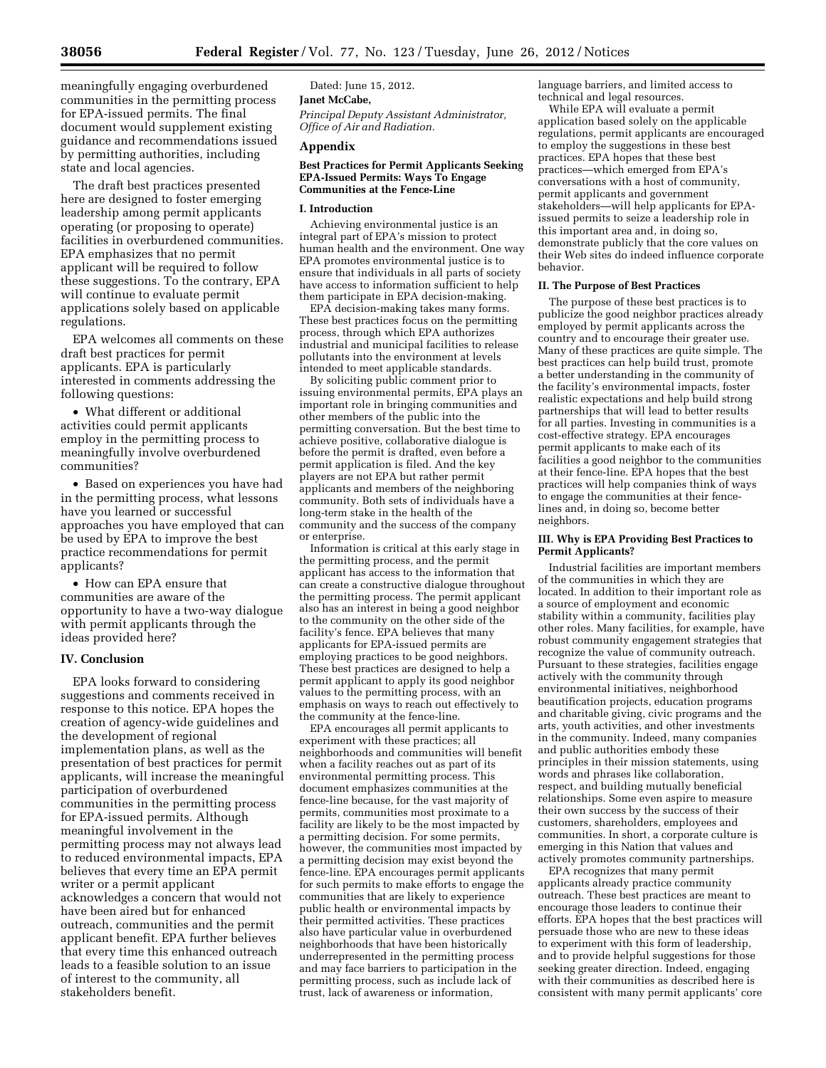meaningfully engaging overburdened communities in the permitting process for EPA-issued permits. The final document would supplement existing guidance and recommendations issued by permitting authorities, including state and local agencies.

The draft best practices presented here are designed to foster emerging leadership among permit applicants operating (or proposing to operate) facilities in overburdened communities. EPA emphasizes that no permit applicant will be required to follow these suggestions. To the contrary, EPA will continue to evaluate permit applications solely based on applicable regulations.

EPA welcomes all comments on these draft best practices for permit applicants. EPA is particularly interested in comments addressing the following questions:

- What different or additional activities could permit applicants employ in the permitting process to meaningfully involve overburdened communities?
- Based on experiences you have had in the permitting process, what lessons have you learned or successful approaches you have employed that can be used by EPA to improve the best practice recommendations for permit applicants?
- How can EPA ensure that communities are aware of the opportunity to have a two-way dialogue with permit applicants through the ideas provided here?

## IV. Conclusion

EPA looks forward to considering suggestions and comments received in response to this notice. EPA hopes the creation of agency-wide guidelines and the development of regional implementation plans, as well as the presentation of best practices for permit applicants, will increase the meaningful participation of overburdened communities in the permitting process for EPA-issued permits. Although meaningful involvement in the permitting process may not always lead to reduced environmental impacts, EPA believes that every time an EPA permit writer or a permit applicant acknowledges a concern that would not have been aired but for enhanced outreach, communities and the permit applicant benefit. EPA further believes that every time this enhanced outreach leads to a feasible solution to an issue of interest to the community, all stakeholders benefit.

Dated: June 15, 2012.

**Janet McCabe,**

*Principal Deputy Assistant Administrator, Office of Air and Radiation.*

## Appendix

### Best Practices for Permit Applicants Seeking EPA-Issued Permits: Ways To Engage Communities at the Fence-Line

#### I. Introduction

Achieving environmental justice is an integral part of EPA's mission to protect human health and the environment. One way EPA promotes environmental justice is to ensure that individuals in all parts of society have access to information sufficient to help them participate in EPA decision-making.

EPA decision-making takes many forms. These best practices focus on the permitting process, through which EPA authorizes industrial and municipal facilities to release pollutants into the environment at levels intended to meet applicable standards.

By soliciting public comment prior to issuing environmental permits, EPA plays an important role in bringing communities and other members of the public into the permitting conversation. But the best time to achieve positive, collaborative dialogue is before the permit is drafted, even before a permit application is filed. And the key players are not EPA but rather permit applicants and members of the neighboring community. Both sets of individuals have a long-term stake in the health of the community and the success of the company or enterprise.

Information is critical at this early stage in the permitting process, and the permit applicant has access to the information that can create a constructive dialogue throughout the permitting process. The permit applicant also has an interest in being a good neighbor to the community on the other side of the facility's fence. EPA believes that many applicants for EPA-issued permits are employing practices to be good neighbors. These best practices are designed to help a permit applicant to apply its good neighbor values to the permitting process, with an emphasis on ways to reach out effectively to the community at the fence-line.

EPA encourages all permit applicants to experiment with these practices; all neighborhoods and communities will benefit when a facility reaches out as part of its environmental permitting process. This document emphasizes communities at the fence-line because, for the vast majority of permits, communities most proximate to a facility are likely to be the most impacted by a permitting decision. For some permits, however, the communities most impacted by a permitting decision may exist beyond the fence-line. EPA encourages permit applicants for such permits to make efforts to engage the communities that are likely to experience public health or environmental impacts by their permitted activities. These practices also have particular value in overburdened neighborhoods that have been historically underrepresented in the permitting process and may face barriers to participation in the permitting process, such as include lack of trust, lack of awareness or information, language barriers, and limited access to technical and legal resources.

While EPA will evaluate a permit application based solely on the applicable regulations, permit applicants are encouraged to employ the suggestions in these best practices. EPA hopes that these best practices—which emerged from EPA's conversations with a host of community, permit applicants and government stakeholders—will help applicants for EPA-issued permits to seize a leadership role in this important area and, in doing so, demonstrate publicly that the core values on their Web sites do indeed influence corporate behavior.

#### II. The Purpose of Best Practices

The purpose of these best practices is to publicize the good neighbor practices already employed by permit applicants across the country and to encourage their greater use. Many of these practices are quite simple. The best practices can help build trust, promote a better understanding in the community of the facility's environmental impacts, foster realistic expectations and help build strong partnerships that will lead to better results for all parties. Investing in communities is a cost-effective strategy. EPA encourages permit applicants to make each of its facilities a good neighbor to the communities at their fence-line. EPA hopes that the best practices will help companies think of ways to engage the communities at their fence-lines and, in doing so, become better neighbors.

#### III. Why is EPA Providing Best Practices to Permit Applicants?

Industrial facilities are important members of the communities in which they are located. In addition to their important role as a source of employment and economic stability within a community, facilities play other roles. Many facilities, for example, have robust community engagement strategies that recognize the value of community outreach. Pursuant to these strategies, facilities engage actively with the community through environmental initiatives, neighborhood beautification projects, education programs and charitable giving, civic programs and the arts, youth activities, and other investments in the community. Indeed, many companies and public authorities embody these principles in their mission statements, using words and phrases like collaboration, respect, and building mutually beneficial relationships. Some even aspire to measure their own success by the success of their customers, shareholders, employees and communities. In short, a corporate culture is emerging in this Nation that values and actively promotes community partnerships.

EPA recognizes that many permit applicants already practice community outreach. These best practices are meant to encourage those leaders to continue their efforts. EPA hopes that the best practices will persuade those who are new to these ideas to experiment with this form of leadership, and to provide helpful suggestions for those seeking greater direction. Indeed, engaging with their communities as described here is consistent with many permit applicants' core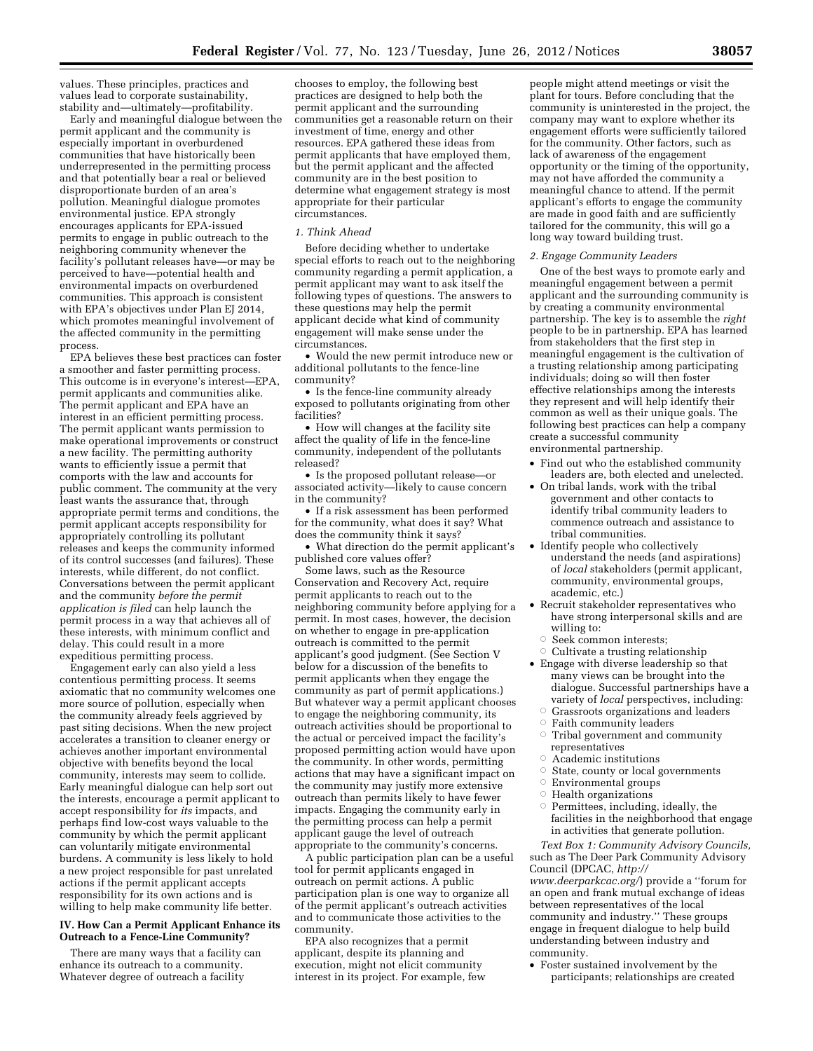values. These principles, practices and values lead to corporate sustainability, stability and—ultimately—profitability.

Early and meaningful dialogue between the permit applicant and the community is especially important in overburdened communities that have historically been underrepresented in the permitting process and that potentially bear a real or believed disproportionate burden of an area's pollution. Meaningful dialogue promotes environmental justice. EPA strongly encourages applicants for EPA-issued permits to engage in public outreach to the neighboring community whenever the facility's pollutant releases have—or may be perceived to have—potential health and environmental impacts on overburdened communities. This approach is consistent with EPA's objectives under Plan EJ 2014, which promotes meaningful involvement of the affected community in the permitting process.

EPA believes these best practices can foster a smoother and faster permitting process. This outcome is in everyone's interest—EPA, permit applicants and communities alike. The permit applicant and EPA have an interest in an efficient permitting process. The permit applicant wants permission to make operational improvements or construct a new facility. The permitting authority wants to efficiently issue a permit that comports with the law and accounts for public comment. The community at the very least wants the assurance that, through appropriate permit terms and conditions, the permit applicant accepts responsibility for appropriately controlling its pollutant releases and keeps the community informed of its control successes (and failures). These interests, while different, do not conflict. Conversations between the permit applicant and the community *before the permit application is filed* can help launch the permit process in a way that achieves all of these interests, with minimum conflict and delay. This could result in a more expeditious permitting process.

Engagement early can also yield a less contentious permitting process. It seems axiomatic that no community welcomes one more source of pollution, especially when the community already feels aggrieved by past siting decisions. When the new project accelerates a transition to cleaner energy or achieves another important environmental objective with benefits beyond the local community, interests may seem to collide. Early meaningful dialogue can help sort out the interests, encourage a permit applicant to accept responsibility for *its* impacts, and perhaps find low-cost ways valuable to the community by which the permit applicant can voluntarily mitigate environmental burdens. A community is less likely to hold a new project responsible for past unrelated actions if the permit applicant accepts responsibility for its own actions and is willing to help make community life better.

## IV. How Can a Permit Applicant Enhance its Outreach to a Fence-Line Community?

There are many ways that a facility can enhance its outreach to a community. Whatever degree of outreach a facility chooses to employ, the following best practices are designed to help both the permit applicant and the surrounding communities get a reasonable return on their investment of time, energy and other resources. EPA gathered these ideas from permit applicants that have employed them, but the permit applicant and the affected community are in the best position to determine what engagement strategy is most appropriate for their particular circumstances.

### *1. Think Ahead*

Before deciding whether to undertake special efforts to reach out to the neighboring community regarding a permit application, a permit applicant may want to ask itself the following types of questions. The answers to these questions may help the permit applicant decide what kind of community engagement will make sense under the circumstances.

- Would the new permit introduce new or additional pollutants to the fence-line community?
- Is the fence-line community already exposed to pollutants originating from other facilities?
- How will changes at the facility site affect the quality of life in the fence-line community, independent of the pollutants released?
- Is the proposed pollutant release—or associated activity—likely to cause concern in the community?
- If a risk assessment has been performed for the community, what does it say? What does the community think it says?
- What direction do the permit applicant's published core values offer?

Some laws, such as the Resource Conservation and Recovery Act, require permit applicants to reach out to the neighboring community before applying for a permit. In most cases, however, the decision on whether to engage in pre-application outreach is committed to the permit applicant's good judgment. (See Section V below for a discussion of the benefits to permit applicants when they engage the community as part of permit applications.) But whatever way a permit applicant chooses to engage the neighboring community, its outreach activities should be proportional to the actual or perceived impact the facility's proposed permitting action would have upon the community. In other words, permitting actions that may have a significant impact on the community may justify more extensive outreach than permits likely to have fewer impacts. Engaging the community early in the permitting process can help a permit applicant gauge the level of outreach appropriate to the community's concerns.

A public participation plan can be a useful tool for permit applicants engaged in outreach on permit actions. A public participation plan is one way to organize all of the permit applicant's outreach activities and to communicate those activities to the community.

EPA also recognizes that a permit applicant, despite its planning and execution, might not elicit community interest in its project. For example, few people might attend meetings or visit the plant for tours. Before concluding that the community is uninterested in the project, the company may want to explore whether its engagement efforts were sufficiently tailored for the community. Other factors, such as lack of awareness of the engagement opportunity or the timing of the opportunity, may not have afforded the community a meaningful chance to attend. If the permit applicant's efforts to engage the community are made in good faith and are sufficiently tailored for the community, this will go a long way toward building trust.

### *2. Engage Community Leaders*

One of the best ways to promote early and meaningful engagement between a permit applicant and the surrounding community is by creating a community environmental partnership. The key is to assemble the *right* people to be in partnership. EPA has learned from stakeholders that the first step in meaningful engagement is the cultivation of a trusting relationship among participating individuals; doing so will then foster effective relationships among the interests they represent and will help identify their common as well as their unique goals. The following best practices can help a company create a successful community environmental partnership.

- Find out who the established community leaders are, both elected and unelected.
- On tribal lands, work with the tribal government and other contacts to identify tribal community leaders to commence outreach and assistance to tribal communities.
- Identify people who collectively understand the needs (and aspirations) of *local* stakeholders (permit applicant, community, environmental groups, academic, etc.)
- Recruit stakeholder representatives who have strong interpersonal skills and are willing to:
  - Seek common interests;
  - Cultivate a trusting relationship
- Engage with diverse leadership so that many views can be brought into the dialogue. Successful partnerships have a variety of *local* perspectives, including:
  - Grassroots organizations and leaders
  - Faith community leaders
  - Tribal government and community representatives
  - Academic institutions
  - State, county or local governments
  - Environmental groups
  - Health organizations
  - Permittees, including, ideally, the facilities in the neighborhood that engage in activities that generate pollution.

*Text Box 1: Community Advisory Councils,* such as The Deer Park Community Advisory Council (DPCAC, *http://www.deerparkcac.org/*) provide a ''forum for an open and frank mutual exchange of ideas between representatives of the local community and industry.'' These groups engage in frequent dialogue to help build understanding between industry and community.

- Foster sustained involvement by the participants; relationships are created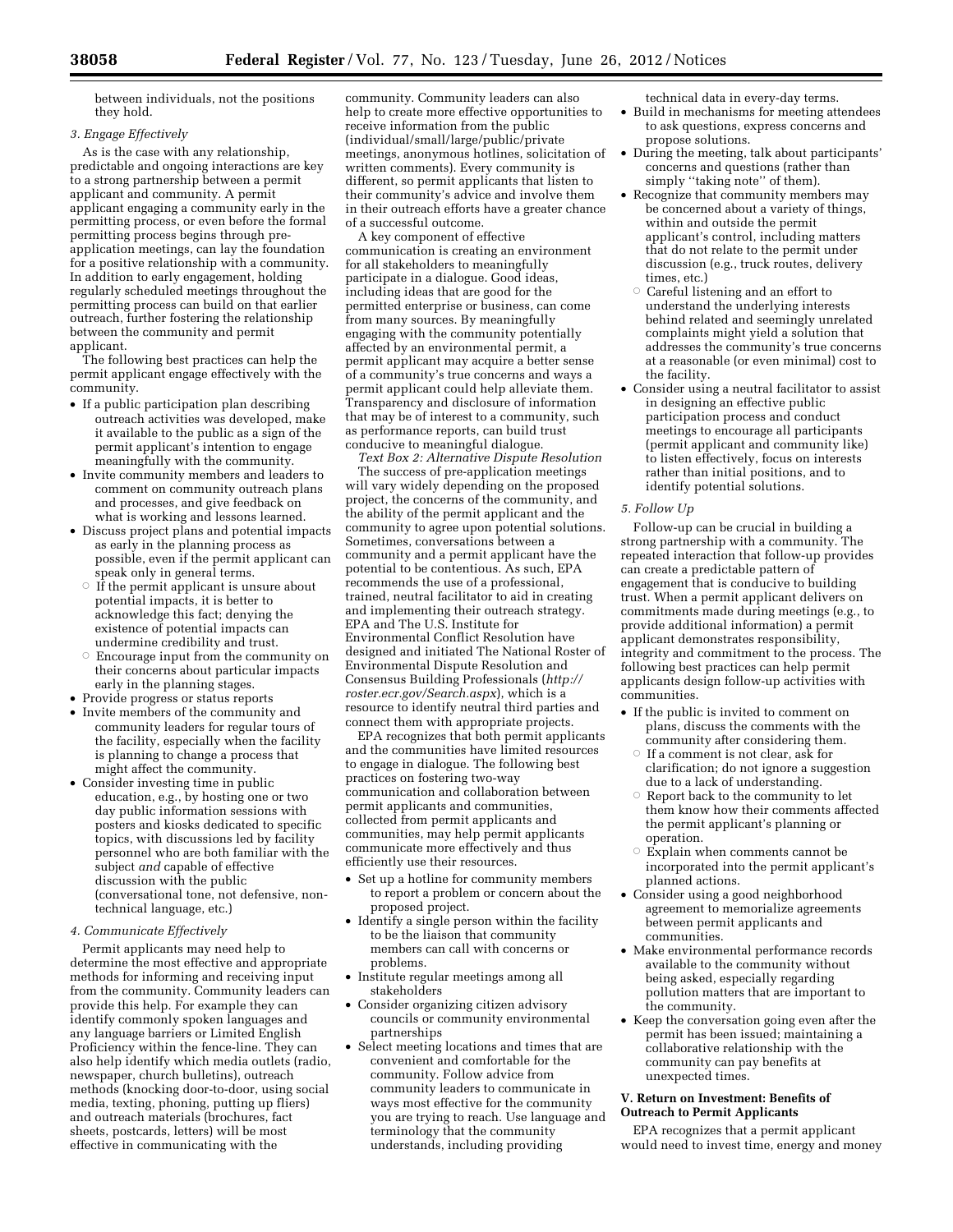between individuals, not the positions they hold.

*3. Engage Effectively*

As is the case with any relationship, predictable and ongoing interactions are key to a strong partnership between a permit applicant and community. A permit applicant engaging a community early in the permitting process, or even before the formal permitting process begins through pre-application meetings, can lay the foundation for a positive relationship with a community. In addition to early engagement, holding regularly scheduled meetings throughout the permitting process can build on that earlier outreach, further fostering the relationship between the community and permit applicant.

The following best practices can help the permit applicant engage effectively with the community.

- If a public participation plan describing outreach activities was developed, make it available to the public as a sign of the permit applicant's intention to engage meaningfully with the community.
- Invite community members and leaders to comment on community outreach plans and processes, and give feedback on what is working and lessons learned.
- Discuss project plans and potential impacts as early in the planning process as possible, even if the permit applicant can speak only in general terms.
  - If the permit applicant is unsure about potential impacts, it is better to acknowledge this fact; denying the existence of potential impacts can undermine credibility and trust.
  - Encourage input from the community on their concerns about particular impacts early in the planning stages.
- Provide progress or status reports
- Invite members of the community and community leaders for regular tours of the facility, especially when the facility is planning to change a process that might affect the community.
- Consider investing time in public education, e.g., by hosting one or two day public information sessions with posters and kiosks dedicated to specific topics, with discussions led by facility personnel who are both familiar with the subject *and* capable of effective discussion with the public (conversational tone, not defensive, non-technical language, etc.)

*4. Communicate Effectively*

Permit applicants may need help to determine the most effective and appropriate methods for informing and receiving input from the community. Community leaders can provide this help. For example they can identify commonly spoken languages and any language barriers or Limited English Proficiency within the fence-line. They can also help identify which media outlets (radio, newspaper, church bulletins), outreach methods (knocking door-to-door, using social media, texting, phoning, putting up fliers) and outreach materials (brochures, fact sheets, postcards, letters) will be most effective in communicating with the community. Community leaders can also help to create more effective opportunities to receive information from the public (individual/small/large/public/private meetings, anonymous hotlines, solicitation of written comments). Every community is different, so permit applicants that listen to their community's advice and involve them in their outreach efforts have a greater chance of a successful outcome.

A key component of effective communication is creating an environment for all stakeholders to meaningfully participate in a dialogue. Good ideas, including ideas that are good for the permitted enterprise or business, can come from many sources. By meaningfully engaging with the community potentially affected by an environmental permit, a permit applicant may acquire a better sense of a community's true concerns and ways a permit applicant could help alleviate them. Transparency and disclosure of information that may be of interest to a community, such as performance reports, can build trust conducive to meaningful dialogue.

*Text Box 2: Alternative Dispute Resolution*

The success of pre-application meetings will vary widely depending on the proposed project, the concerns of the community, and the ability of the permit applicant and the community to agree upon potential solutions. Sometimes, conversations between a community and a permit applicant have the potential to be contentious. As such, EPA recommends the use of a professional, trained, neutral facilitator to aid in creating and implementing their outreach strategy. EPA and The U.S. Institute for Environmental Conflict Resolution have designed and initiated The National Roster of Environmental Dispute Resolution and Consensus Building Professionals (*http://roster.ecr.gov/Search.aspx*), which is a resource to identify neutral third parties and connect them with appropriate projects.

EPA recognizes that both permit applicants and the communities have limited resources to engage in dialogue. The following best practices on fostering two-way communication and collaboration between permit applicants and communities, collected from permit applicants and communities, may help permit applicants communicate more effectively and thus efficiently use their resources.

- Set up a hotline for community members to report a problem or concern about the proposed project.
- Identify a single person within the facility to be the liaison that community members can call with concerns or problems.
- Institute regular meetings among all stakeholders
- Consider organizing citizen advisory councils or community environmental partnerships
- Select meeting locations and times that are convenient and comfortable for the community. Follow advice from community leaders to communicate in ways most effective for the community you are trying to reach. Use language and terminology that the community understands, including providing technical data in every-day terms.
- Build in mechanisms for meeting attendees to ask questions, express concerns and propose solutions.
- During the meeting, talk about participants' concerns and questions (rather than simply "taking note" of them).
- Recognize that community members may be concerned about a variety of things, within and outside the permit applicant's control, including matters that do not relate to the permit under discussion (e.g., truck routes, delivery times, etc.)
  - Careful listening and an effort to understand the underlying interests behind related and seemingly unrelated complaints might yield a solution that addresses the community's true concerns at a reasonable (or even minimal) cost to the facility.
- Consider using a neutral facilitator to assist in designing an effective public participation process and conduct meetings to encourage all participants (permit applicant and community alike) to listen effectively, focus on interests rather than initial positions, and to identify potential solutions.

*5. Follow Up*

Follow-up can be crucial in building a strong partnership with a community. The repeated interaction that follow-up provides can create a predictable pattern of engagement that is conducive to building trust. When a permit applicant delivers on commitments made during meetings (e.g., to provide additional information) a permit applicant demonstrates responsibility, integrity and commitment to the process. The following best practices can help permit applicants design follow-up activities with communities.

- If the public is invited to comment on plans, discuss the comments with the community after considering them.
  - If a comment is not clear, ask for clarification; do not ignore a suggestion due to a lack of understanding.
  - Report back to the community to let them know how their comments affected the permit applicant's planning or operation.
  - Explain when comments cannot be incorporated into the permit applicant's planned actions.
- Consider using a good neighborhood agreement to memorialize agreements between permit applicants and communities.
- Make environmental performance records available to the community without being asked, especially regarding pollution matters that are important to the community.
- Keep the conversation going even after the permit has been issued; maintaining a collaborative relationship with the community can pay benefits at unexpected times.

## V. Return on Investment: Benefits of Outreach to Permit Applicants

EPA recognizes that a permit applicant would need to invest time, energy and money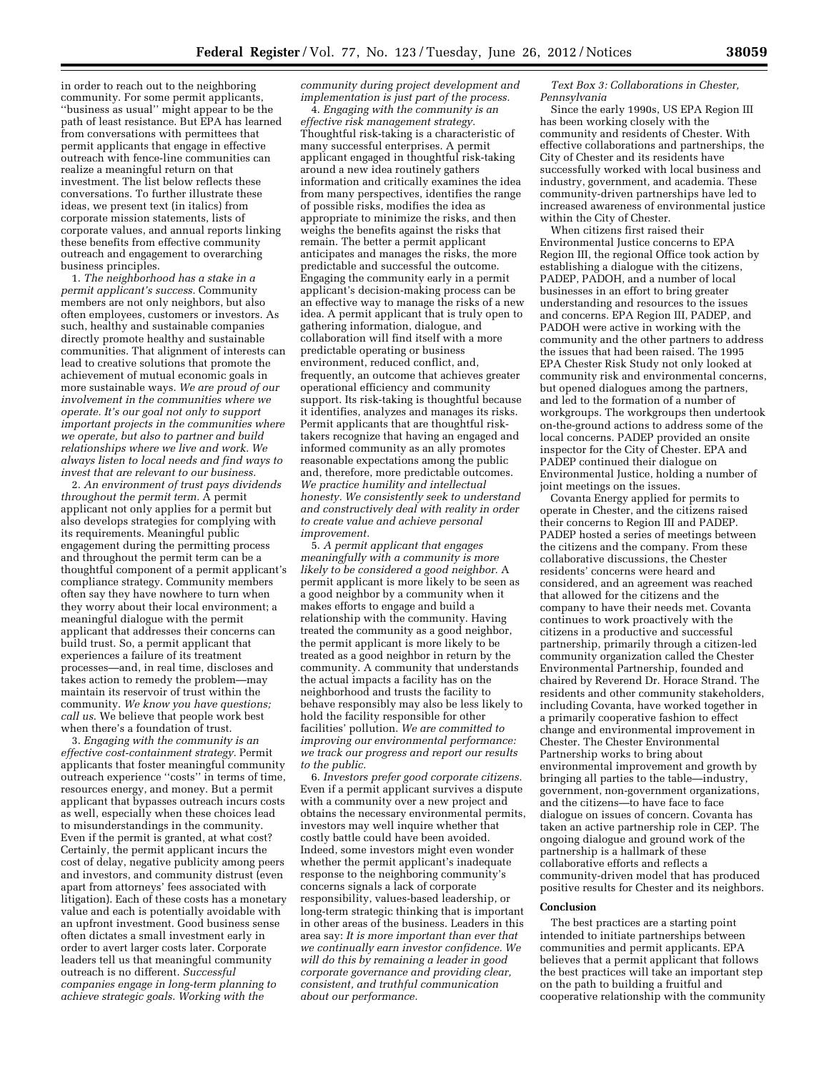in order to reach out to the neighboring community. For some permit applicants, ''business as usual'' might appear to be the path of least resistance. But EPA has learned from conversations with permittees that permit applicants that engage in effective outreach with fence-line communities can realize a meaningful return on that investment. The list below reflects these conversations. To further illustrate these ideas, we present text (in italics) from corporate mission statements, lists of corporate values, and annual reports linking these benefits from effective community outreach and engagement to overarching business principles.

1. *The neighborhood has a stake in a permit applicant's success.* Community members are not only neighbors, but also often employees, customers or investors. As such, healthy and sustainable companies directly promote healthy and sustainable communities. That alignment of interests can lead to creative solutions that promote the achievement of mutual economic goals in more sustainable ways. *We are proud of our involvement in the communities where we operate. It's our goal not only to support important projects in the communities where we operate, but also to partner and build relationships where we live and work. We always listen to local needs and find ways to invest that are relevant to our business.*

2. *An environment of trust pays dividends throughout the permit term.* A permit applicant not only applies for a permit but also develops strategies for complying with its requirements. Meaningful public engagement during the permitting process and throughout the permit term can be a thoughtful component of a permit applicant's compliance strategy. Community members often say they have nowhere to turn when they worry about their local environment; a meaningful dialogue with the permit applicant that addresses their concerns can build trust. So, a permit applicant that experiences a failure of its treatment processes—and, in real time, discloses and takes action to remedy the problem—may maintain its reservoir of trust within the community. *We know you have questions; call us.* We believe that people work best when there's a foundation of trust.

3. *Engaging with the community is an effective cost-containment strategy.* Permit applicants that foster meaningful community outreach experience ''costs'' in terms of time, resources energy, and money. But a permit applicant that bypasses outreach incurs costs as well, especially when these choices lead to misunderstandings in the community. Even if the permit is granted, at what cost? Certainly, the permit applicant incurs the cost of delay, negative publicity among peers and investors, and community distrust (even apart from attorneys' fees associated with litigation). Each of these costs has a monetary value and each is potentially avoidable with an upfront investment. Good business sense often dictates a small investment early in order to avert larger costs later. Corporate leaders tell us that meaningful community outreach is no different. *Successful companies engage in long-term planning to achieve strategic goals. Working with the community during project development and implementation is just part of the process.*

4. *Engaging with the community is an effective risk management strategy.* Thoughtful risk-taking is a characteristic of many successful enterprises. A permit applicant engaged in thoughtful risk-taking around a new idea routinely gathers information and critically examines the idea from many perspectives, identifies the range of possible risks, modifies the idea as appropriate to minimize the risks, and then weighs the benefits against the risks that remain. The better a permit applicant anticipates and manages the risks, the more predictable and successful the outcome. Engaging the community early in a permit applicant's decision-making process can be an effective way to manage the risks of a new idea. A permit applicant that is truly open to gathering information, dialogue, and collaboration will find itself with a more predictable operating or business environment, reduced conflict, and, frequently, an outcome that achieves greater operational efficiency and community support. Its risk-taking is thoughtful because it identifies, analyzes and manages its risks. Permit applicants that are thoughtful risk-takers recognize that having an engaged and informed community as an ally promotes reasonable expectations among the public and, therefore, more predictable outcomes. *We practice humility and intellectual honesty. We consistently seek to understand and constructively deal with reality in order to create value and achieve personal improvement.*

5. *A permit applicant that engages meaningfully with a community is more likely to be considered a good neighbor.* A permit applicant is more likely to be seen as a good neighbor by a community when it makes efforts to engage and build a relationship with the community. Having treated the community as a good neighbor, the permit applicant is more likely to be treated as a good neighbor in return by the community. A community that understands the actual impacts a facility has on the neighborhood and trusts the facility to behave responsibly may also be less likely to hold the facility responsible for other facilities' pollution. *We are committed to improving our environmental performance: we track our progress and report our results to the public.*

6. *Investors prefer good corporate citizens.* Even if a permit applicant survives a dispute with a community over a new project and obtains the necessary environmental permits, investors may well inquire whether that costly battle could have been avoided. Indeed, some investors might even wonder whether the permit applicant's inadequate response to the neighboring community's concerns signals a lack of corporate responsibility, values-based leadership, or long-term strategic thinking that is important in other areas of the business. Leaders in this area say: *It is more important than ever that we continually earn investor confidence. We will do this by remaining a leader in good corporate governance and providing clear, consistent, and truthful communication about our performance.*

*Text Box 3: Collaborations in Chester, Pennsylvania*

Since the early 1990s, US EPA Region III has been working closely with the community and residents of Chester. With effective collaborations and partnerships, the City of Chester and its residents have successfully worked with local business and industry, government, and academia. These community-driven partnerships have led to increased awareness of environmental justice within the City of Chester.

When citizens first raised their Environmental Justice concerns to EPA Region III, the regional Office took action by establishing a dialogue with the citizens, PADEP, PADOH, and a number of local businesses in an effort to bring greater understanding and resources to the issues and concerns. EPA Region III, PADEP, and PADOH were active in working with the community and the other partners to address the issues that had been raised. The 1995 EPA Chester Risk Study not only looked at community risk and environmental concerns, but opened dialogues among the partners, and led to the formation of a number of workgroups. The workgroups then undertook on-the-ground actions to address some of the local concerns. PADEP provided an onsite inspector for the City of Chester. EPA and PADEP continued their dialogue on Environmental Justice, holding a number of joint meetings on the issues.

Covanta Energy applied for permits to operate in Chester, and the citizens raised their concerns to Region III and PADEP. PADEP hosted a series of meetings between the citizens and the company. From these collaborative discussions, the Chester residents' concerns were heard and considered, and an agreement was reached that allowed for the citizens and the company to have their needs met. Covanta continues to work proactively with the citizens in a productive and successful partnership, primarily through a citizen-led community organization called the Chester Environmental Partnership, founded and chaired by Reverend Dr. Horace Strand. The residents and other community stakeholders, including Covanta, have worked together in a primarily cooperative fashion to effect change and environmental improvement in Chester. The Chester Environmental Partnership works to bring about environmental improvement and growth by bringing all parties to the table—industry, government, non-government organizations, and the citizens—to have face to face dialogue on issues of concern. Covanta has taken an active partnership role in CEP. The ongoing dialogue and ground work of the partnership is a hallmark of these collaborative efforts and reflects a community-driven model that has produced positive results for Chester and its neighbors.

**Conclusion**

The best practices are a starting point intended to initiate partnerships between communities and permit applicants. EPA believes that a permit applicant that follows the best practices will take an important step on the path to building a fruitful and cooperative relationship with the community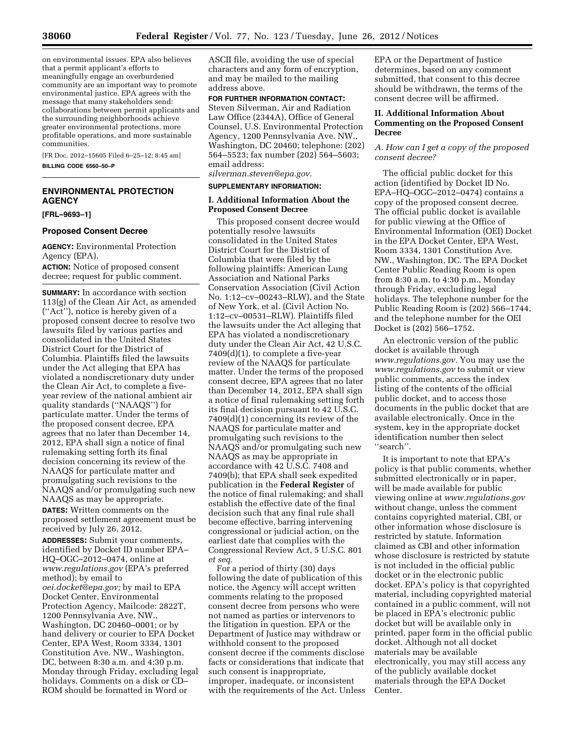on environmental issues. EPA also believes that a permit applicant's efforts to meaningfully engage an overburdened community are an important way to promote environmental justice. EPA agrees with the message that many stakeholders send: collaborations between permit applicants and the surrounding neighborhoods achieve greater environmental protections, more profitable operations, and more sustainable communities.

[FR Doc. 2012–15605 Filed 6–25–12; 8:45 am]

**BILLING CODE 6560–50–P**

## ENVIRONMENTAL PROTECTION AGENCY

**[FRL–9693–1]**

### Proposed Consent Decree

**AGENCY:** Environmental Protection Agency (EPA).

**ACTION:** Notice of proposed consent decree; request for public comment.

**SUMMARY:** In accordance with section 113(g) of the Clean Air Act, as amended (''Act''), notice is hereby given of a proposed consent decree to resolve two lawsuits filed by various parties and consolidated in the United States District Court for the District of Columbia. Plaintiffs filed the lawsuits under the Act alleging that EPA has violated a nondiscretionary duty under the Clean Air Act, to complete a five-year review of the national ambient air quality standards (''NAAQS'') for particulate matter. Under the terms of the proposed consent decree, EPA agrees that no later than December 14, 2012, EPA shall sign a notice of final rulemaking setting forth its final decision concerning its review of the NAAQS for particulate matter and promulgating such revisions to the NAAQS and/or promulgating such new NAAQS as may be appropriate.

**DATES:** Written comments on the proposed settlement agreement must be received by July 26, 2012.

**ADDRESSES:** Submit your comments, identified by Docket ID number EPA–HQ–OGC–2012–0474, online at *www.regulations.gov* (EPA's preferred method); by email to *oei.docket@epa.gov;* by mail to EPA Docket Center, Environmental Protection Agency, Mailcode: 2822T, 1200 Pennsylvania Ave. NW., Washington, DC 20460–0001; or by hand delivery or courier to EPA Docket Center, EPA West, Room 3334, 1301 Constitution Ave. NW., Washington, DC, between 8:30 a.m. and 4:30 p.m. Monday through Friday, excluding legal holidays. Comments on a disk or CD–ROM should be formatted in Word or ASCII file, avoiding the use of special characters and any form of encryption, and may be mailed to the mailing address above.

**FOR FURTHER INFORMATION CONTACT:** Steven Silverman, Air and Radiation Law Office (2344A), Office of General Counsel, U.S. Environmental Protection Agency, 1200 Pennsylvania Ave. NW., Washington, DC 20460; telephone: (202) 564–5523; fax number (202) 564–5603; email address: *silverman.steven@epa.gov.*

**SUPPLEMENTARY INFORMATION:**

#### I. Additional Information About the Proposed Consent Decree

This proposed consent decree would potentially resolve lawsuits consolidated in the United States District Court for the District of Columbia that were filed by the following plaintiffs: American Lung Association and National Parks Conservation Association (Civil Action No. 1:12–cv–00243–RLW), and the State of New York, et al. (Civil Action No. 1:12–cv–00531–RLW). Plaintiffs filed the lawsuits under the Act alleging that EPA has violated a nondiscretionary duty under the Clean Air Act, 42 U.S.C. 7409(d)(1), to complete a five-year review of the NAAQS for particulate matter. Under the terms of the proposed consent decree, EPA agrees that no later than December 14, 2012, EPA shall sign a notice of final rulemaking setting forth its final decision pursuant to 42 U.S.C. 7409(d)(1) concerning its review of the NAAQS for particulate matter and promulgating such revisions to the NAAQS and/or promulgating such new NAAQS as may be appropriate in accordance with 42 U.S.C. 7408 and 7409(b); that EPA shall seek expedited publication in the **Federal Register** of the notice of final rulemaking; and shall establish the effective date of the final decision such that any final rule shall become effective, barring intervening congressional or judicial action, on the earliest date that complies with the Congressional Review Act, 5 U.S.C. 801 *et seq.*

For a period of thirty (30) days following the date of publication of this notice, the Agency will accept written comments relating to the proposed consent decree from persons who were not named as parties or intervenors to the litigation in question. EPA or the Department of Justice may withdraw or withhold consent to the proposed consent decree if the comments disclose facts or considerations that indicate that such consent is inappropriate, improper, inadequate, or inconsistent with the requirements of the Act. Unless EPA or the Department of Justice determines, based on any comment submitted, that consent to this decree should be withdrawn, the terms of the consent decree will be affirmed.

#### II. Additional Information About Commenting on the Proposed Consent Decree

*A. How can I get a copy of the proposed consent decree?*

The official public docket for this action (identified by Docket ID No. EPA–HQ–OGC–2012–0474) contains a copy of the proposed consent decree. The official public docket is available for public viewing at the Office of Environmental Information (OEI) Docket in the EPA Docket Center, EPA West, Room 3334, 1301 Constitution Ave. NW., Washington, DC. The EPA Docket Center Public Reading Room is open from 8:30 a.m. to 4:30 p.m., Monday through Friday, excluding legal holidays. The telephone number for the Public Reading Room is (202) 566–1744, and the telephone number for the OEI Docket is (202) 566–1752.

An electronic version of the public docket is available through *www.regulations.gov.* You may use the *www.regulations.gov* to submit or view public comments, access the index listing of the contents of the official public docket, and to access those documents in the public docket that are available electronically. Once in the system, key in the appropriate docket identification number then select ''search''.

It is important to note that EPA's policy is that public comments, whether submitted electronically or in paper, will be made available for public viewing online at *www.regulations.gov* without change, unless the comment contains copyrighted material, CBI, or other information whose disclosure is restricted by statute. Information claimed as CBI and other information whose disclosure is restricted by statute is not included in the official public docket or in the electronic public docket. EPA's policy is that copyrighted material, including copyrighted material contained in a public comment, will not be placed in EPA's electronic public docket but will be available only in printed, paper form in the official public docket. Although not all docket materials may be available electronically, you may still access any of the publicly available docket materials through the EPA Docket Center.